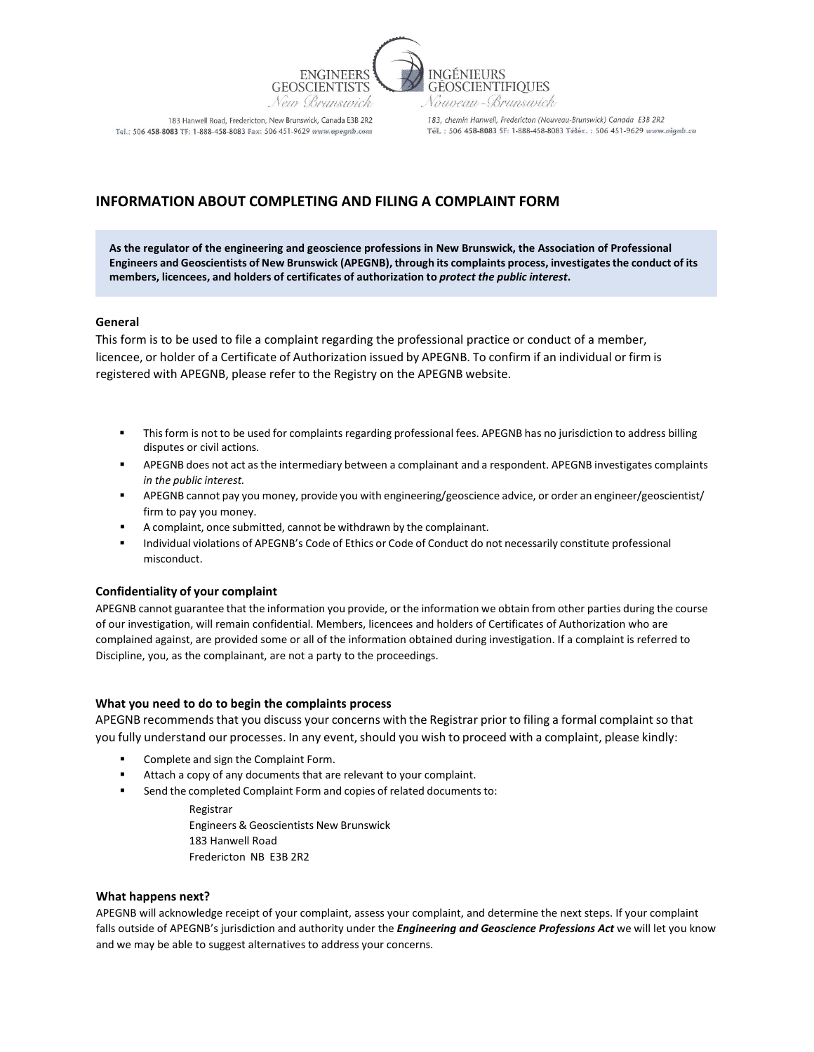ENGINEERS GEOSCIENTISTS New Brunswick

INGÉNIEURS GÉOSCIENTIFIQUES Nouveau-Brunswick

183 Hanwell Road, Fredericton, New Brunswick, Canada E3B 2R2
Tel.: 506 458-8083 TF: 1-888-458-8083 Fax: 506 451-9629 www.apegnb.com

183, chemin Hanwell, Fredericton (Nouveau-Brunswick) Canada E3B 2R2
Tél. : 506 458-8083 SF: 1-888-458-8083 Téléc. : 506 451-9629 www.aignb.ca

## INFORMATION ABOUT COMPLETING AND FILING A COMPLAINT FORM

**As the regulator of the engineering and geoscience professions in New Brunswick, the Association of Professional Engineers and Geoscientists of New Brunswick (APEGNB), through its complaints process, investigates the conduct of its members, licencees, and holders of certificates of authorization to *protect the public interest*.**

### General

This form is to be used to file a complaint regarding the professional practice or conduct of a member, licencee, or holder of a Certificate of Authorization issued by APEGNB. To confirm if an individual or firm is registered with APEGNB, please refer to the Registry on the APEGNB website.

- This form is not to be used for complaints regarding professional fees. APEGNB has no jurisdiction to address billing disputes or civil actions.
- APEGNB does not act as the intermediary between a complainant and a respondent. APEGNB investigates complaints *in the public interest.*
- APEGNB cannot pay you money, provide you with engineering/geoscience advice, or order an engineer/geoscientist/ firm to pay you money.
- A complaint, once submitted, cannot be withdrawn by the complainant.
- Individual violations of APEGNB's Code of Ethics or Code of Conduct do not necessarily constitute professional misconduct.

### Confidentiality of your complaint

APEGNB cannot guarantee that the information you provide, or the information we obtain from other parties during the course of our investigation, will remain confidential. Members, licencees and holders of Certificates of Authorization who are complained against, are provided some or all of the information obtained during investigation. If a complaint is referred to Discipline, you, as the complainant, are not a party to the proceedings.

### What you need to do to begin the complaints process

APEGNB recommends that you discuss your concerns with the Registrar prior to filing a formal complaint so that you fully understand our processes. In any event, should you wish to proceed with a complaint, please kindly:

- Complete and sign the Complaint Form.
- Attach a copy of any documents that are relevant to your complaint.
- Send the completed Complaint Form and copies of related documents to:

  Registrar
  Engineers & Geoscientists New Brunswick
  183 Hanwell Road
  Fredericton NB E3B 2R2

### What happens next?

APEGNB will acknowledge receipt of your complaint, assess your complaint, and determine the next steps. If your complaint falls outside of APEGNB's jurisdiction and authority under the ***Engineering and Geoscience Professions Act*** we will let you know and we may be able to suggest alternatives to address your concerns.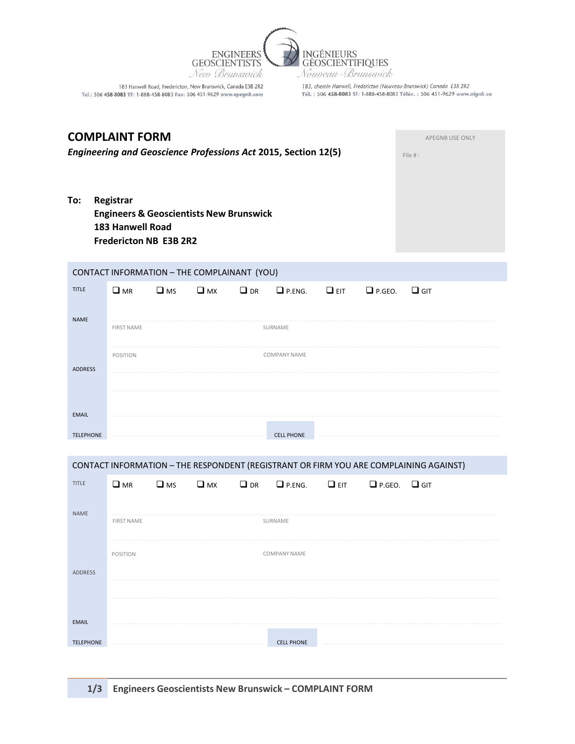ENGINEERS GEOSCIENTISTS New Brunswick

INGÉNIEURS GÉOSCIENTIFIQUES Nouveau-Brunswick

183 Hanwell Road, Fredericton, New Brunswick, Canada E3B 2R2
Tel.: 506 458-8083 TF: 1-888-458-8083 Fax: 506 451-9629 www.apegnb.com

183, chemin Hanwell, Fredericton (Nouveau-Brunswick) Canada E3B 2R2
Tél. : 506 458-8083 SF: 1-888-458-8083 Téléc. : 506 451-9629 www.aignb.ca

# COMPLAINT FORM

***Engineering and Geoscience Professions Act* 2015, Section 12(5)**

APEGNB USE ONLY

File # :

**To: Registrar**
**Engineers & Geoscientists New Brunswick**
**183 Hanwell Road**
**Fredericton NB E3B 2R2**

## CONTACT INFORMATION – THE COMPLAINANT (YOU)

| | |
|---|---|
| TITLE | ❑ MR ❑ MS ❑ MX ❑ DR ❑ P.ENG. ❑ EIT ❑ P.GEO. ❑ GIT |
| NAME | FIRST NAME ............ SURNAME ............ |
| | POSITION ............ COMPANY NAME ............ |
| ADDRESS | ............ |
| | ............ |
| EMAIL | ............ |
| TELEPHONE | ............ CELL PHONE ............ |

## CONTACT INFORMATION – THE RESPONDENT (REGISTRANT OR FIRM YOU ARE COMPLAINING AGAINST)

| | |
|---|---|
| TITLE | ❑ MR ❑ MS ❑ MX ❑ DR ❑ P.ENG. ❑ EIT ❑ P.GEO. ❑ GIT |
| NAME | FIRST NAME ............ SURNAME ............ |
| | POSITION ............ COMPANY NAME ............ |
| ADDRESS | ............ |
| | ............ |
| EMAIL | ............ |
| TELEPHONE | ............ CELL PHONE ............ |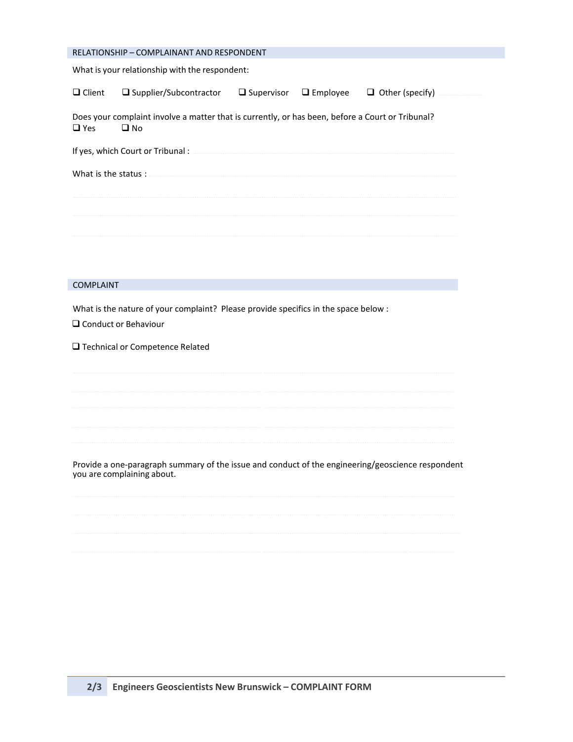## RELATIONSHIP – COMPLAINANT AND RESPONDENT

What is your relationship with the respondent:

☐ Client ☐ Supplier/Subcontractor ☐ Supervisor ☐ Employee ☐ Other (specify) ..................

Does your complaint involve a matter that is currently, or has been, before a Court or Tribunal?

☐ Yes ☐ No

If yes, which Court or Tribunal : ..................

What is the status : ..................

..................

..................

..................

## COMPLAINT

What is the nature of your complaint? Please provide specifics in the space below :

☐ Conduct or Behaviour

☐ Technical or Competence Related

..................

..................

..................

..................

..................

Provide a one-paragraph summary of the issue and conduct of the engineering/geoscience respondent you are complaining about.

..................

..................

..................

..................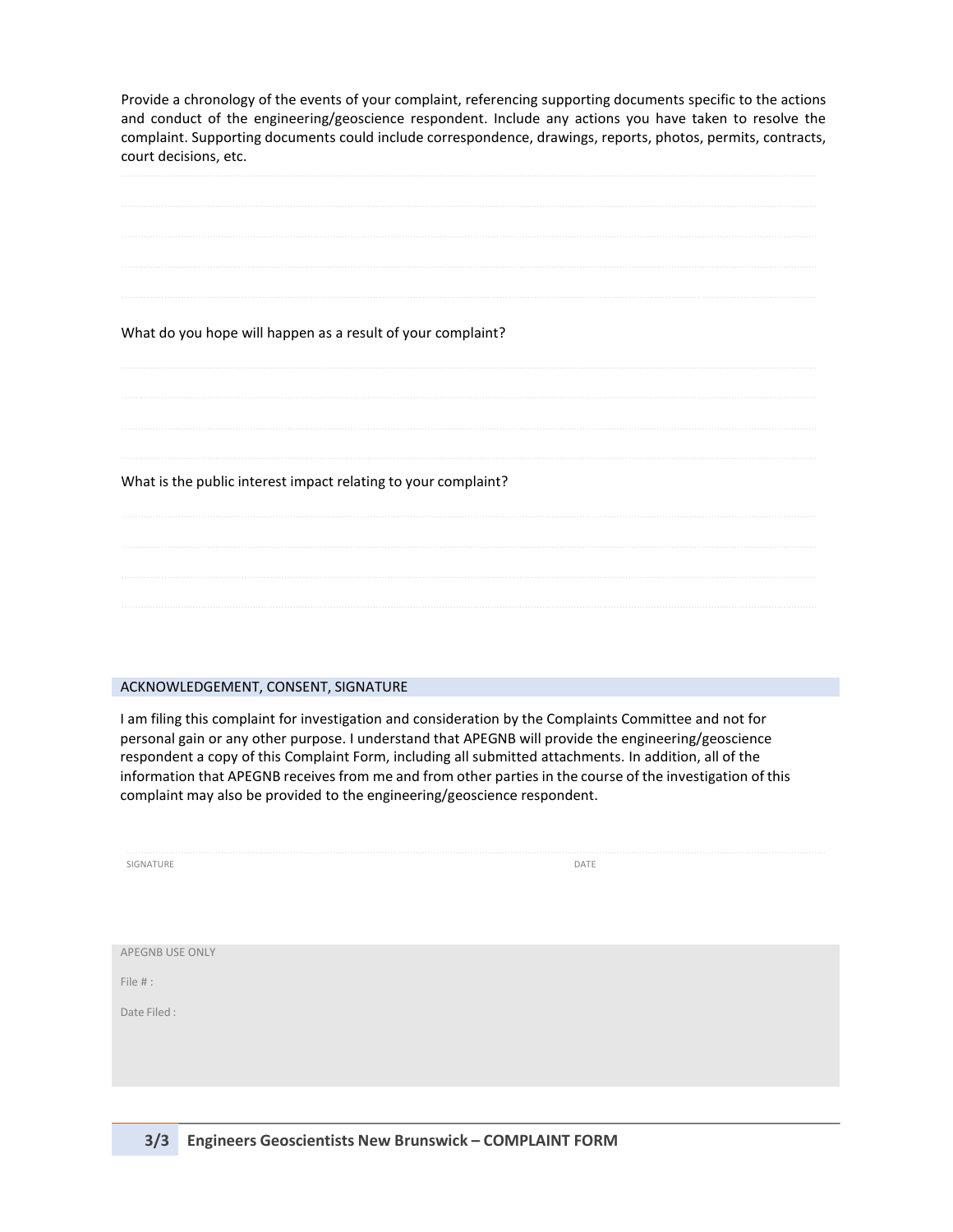Provide a chronology of the events of your complaint, referencing supporting documents specific to the actions and conduct of the engineering/geoscience respondent. Include any actions you have taken to resolve the complaint. Supporting documents could include correspondence, drawings, reports, photos, permits, contracts, court decisions, etc.

What do you hope will happen as a result of your complaint?

What is the public interest impact relating to your complaint?

## ACKNOWLEDGEMENT, CONSENT, SIGNATURE

I am filing this complaint for investigation and consideration by the Complaints Committee and not for personal gain or any other purpose. I understand that APEGNB will provide the engineering/geoscience respondent a copy of this Complaint Form, including all submitted attachments. In addition, all of the information that APEGNB receives from me and from other parties in the course of the investigation of this complaint may also be provided to the engineering/geoscience respondent.

SIGNATURE

DATE

APEGNB USE ONLY

File # :

Date Filed :